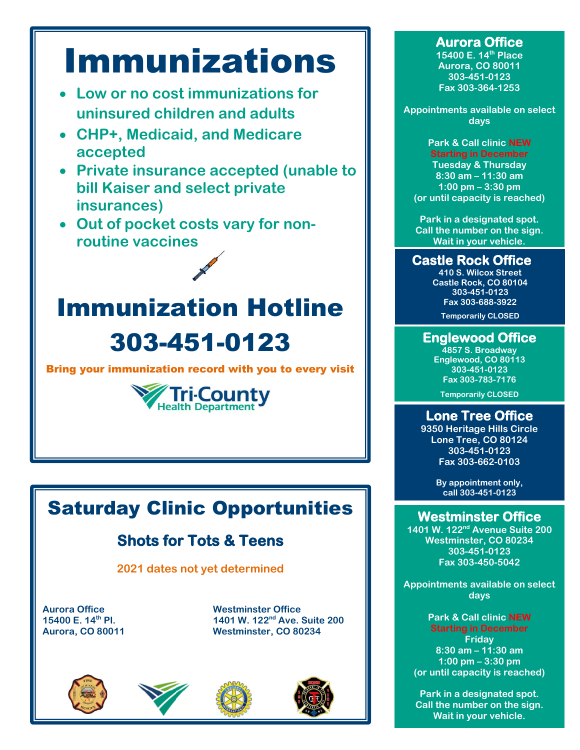# Immunizations

- Low or no cost immunizations for uninsured children and adults
- CHP+, Medicaid, and Medicare accepted
- Private insurance accepted (unable to bill Kaiser and select private insurances)
- Out of pocket costs vary for non-routine vaccines

## Immunization Hotline

## 303-451-0123

**Bring your immunization record with you to every visit**

Tri-County Health Department

## Saturday Clinic Opportunities

### Shots for Tots & Teens

**2021 dates not yet determined**

**Aurora Office**
**15400 E. 14th Pl.**
**Aurora, CO 80011**

**Westminster Office**
**1401 W. 122nd Ave. Suite 200**
**Westminster, CO 80234**

### Aurora Office

15400 E. 14th Place
Aurora, CO 80011
303-451-0123
Fax 303-364-1253

Appointments available on select days

Park & Call clinic NEW Starting in December
Tuesday & Thursday
8:30 am – 11:30 am
1:00 pm – 3:30 pm
(or until capacity is reached)

Park in a designated spot.
Call the number on the sign.
Wait in your vehicle.

### Castle Rock Office

410 S. Wilcox Street
Castle Rock, CO 80104
303-451-0123
Fax 303-688-3922

Temporarily CLOSED

### Englewood Office

4857 S. Broadway
Englewood, CO 80113
303-451-0123
Fax 303-783-7176

Temporarily CLOSED

### Lone Tree Office

9350 Heritage Hills Circle
Lone Tree, CO 80124
303-451-0123
Fax 303-662-0103

By appointment only, call 303-451-0123

### Westminster Office

1401 W. 122nd Avenue Suite 200
Westminster, CO 80234
303-451-0123
Fax 303-450-5042

Appointments available on select days

Park & Call clinic NEW Starting in December
Friday
8:30 am – 11:30 am
1:00 pm – 3:30 pm
(or until capacity is reached)

Park in a designated spot.
Call the number on the sign.
Wait in your vehicle.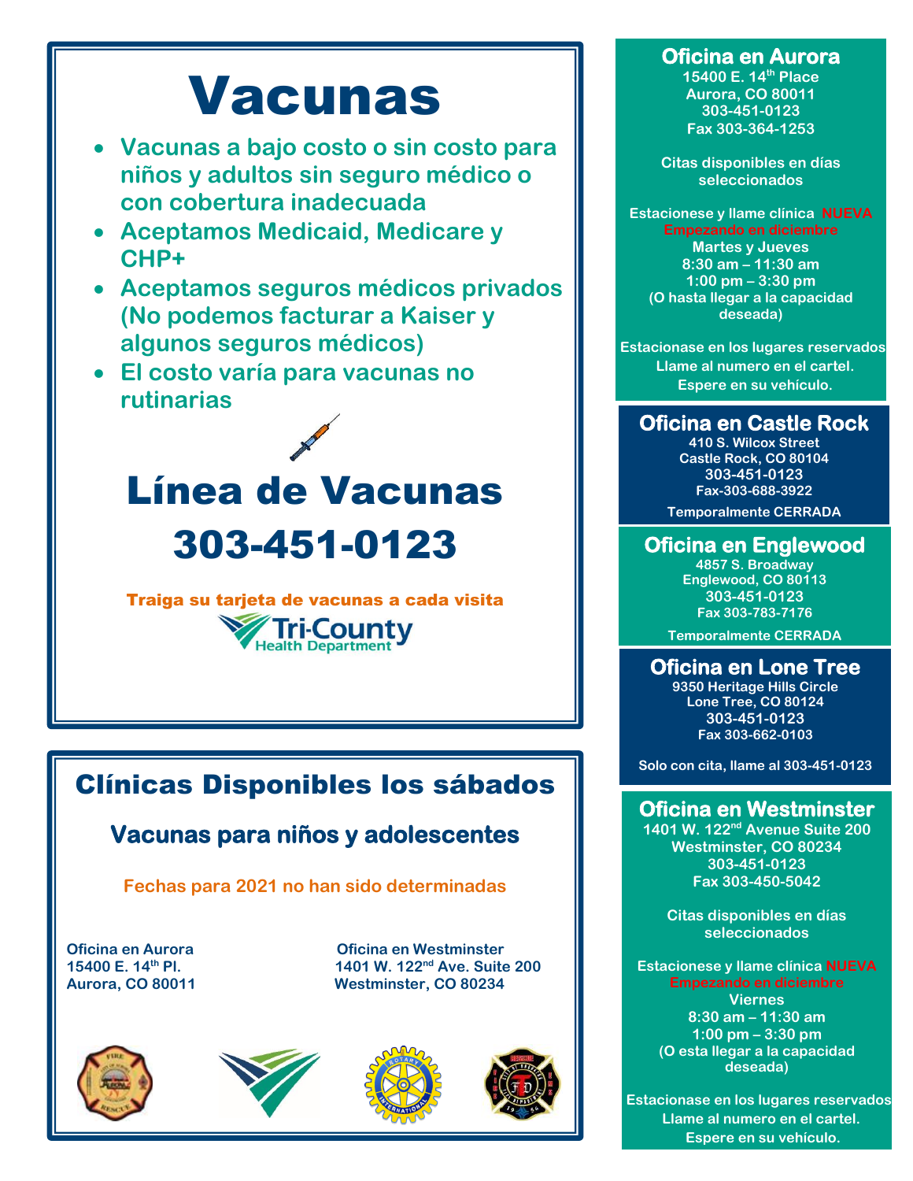# Vacunas

- Vacunas a bajo costo o sin costo para niños y adultos sin seguro médico o con cobertura inadecuada
- Aceptamos Medicaid, Medicare y CHP+
- Aceptamos seguros médicos privados (No podemos facturar a Kaiser y algunos seguros médicos)
- El costo varía para vacunas no rutinarias

## Línea de Vacunas

## 303-451-0123

**Traiga su tarjeta de vacunas a cada visita**

Tri-County Health Department

## Clínicas Disponibles los sábados

### Vacunas para niños y adolescentes

**Fechas para 2021 no han sido determinadas**

**Oficina en Aurora**
15400 E. 14th Pl.
Aurora, CO 80011

**Oficina en Westminster**
1401 W. 122nd Ave. Suite 200
Westminster, CO 80234

## Oficina en Aurora

15400 E. 14th Place
Aurora, CO 80011
303-451-0123
Fax 303-364-1253

Citas disponibles en días seleccionados

Estacionese y llame clínica **NUEVA**
**Empezando en diciembre**
Martes y Jueves
8:30 am – 11:30 am
1:00 pm – 3:30 pm
(O hasta llegar a la capacidad deseada)

Estacionase en los lugares reservados
Llame al numero en el cartel.
Espere en su vehículo.

## Oficina en Castle Rock

410 S. Wilcox Street
Castle Rock, CO 80104
303-451-0123
Fax-303-688-3922

Temporalmente CERRADA

## Oficina en Englewood

4857 S. Broadway
Englewood, CO 80113
303-451-0123
Fax 303-783-7176

Temporalmente CERRADA

## Oficina en Lone Tree

9350 Heritage Hills Circle
Lone Tree, CO 80124
303-451-0123
Fax 303-662-0103

Solo con cita, llame al 303-451-0123

## Oficina en Westminster

1401 W. 122nd Avenue Suite 200
Westminster, CO 80234
303-451-0123
Fax 303-450-5042

Citas disponibles en días seleccionados

Estacionese y llame clínica **NUEVA**
**Empezando en diciembre**
Viernes
8:30 am – 11:30 am
1:00 pm – 3:30 pm
(O esta llegar a la capacidad deseada)

Estacionase en los lugares reservados
Llame al numero en el cartel.
Espere en su vehículo.